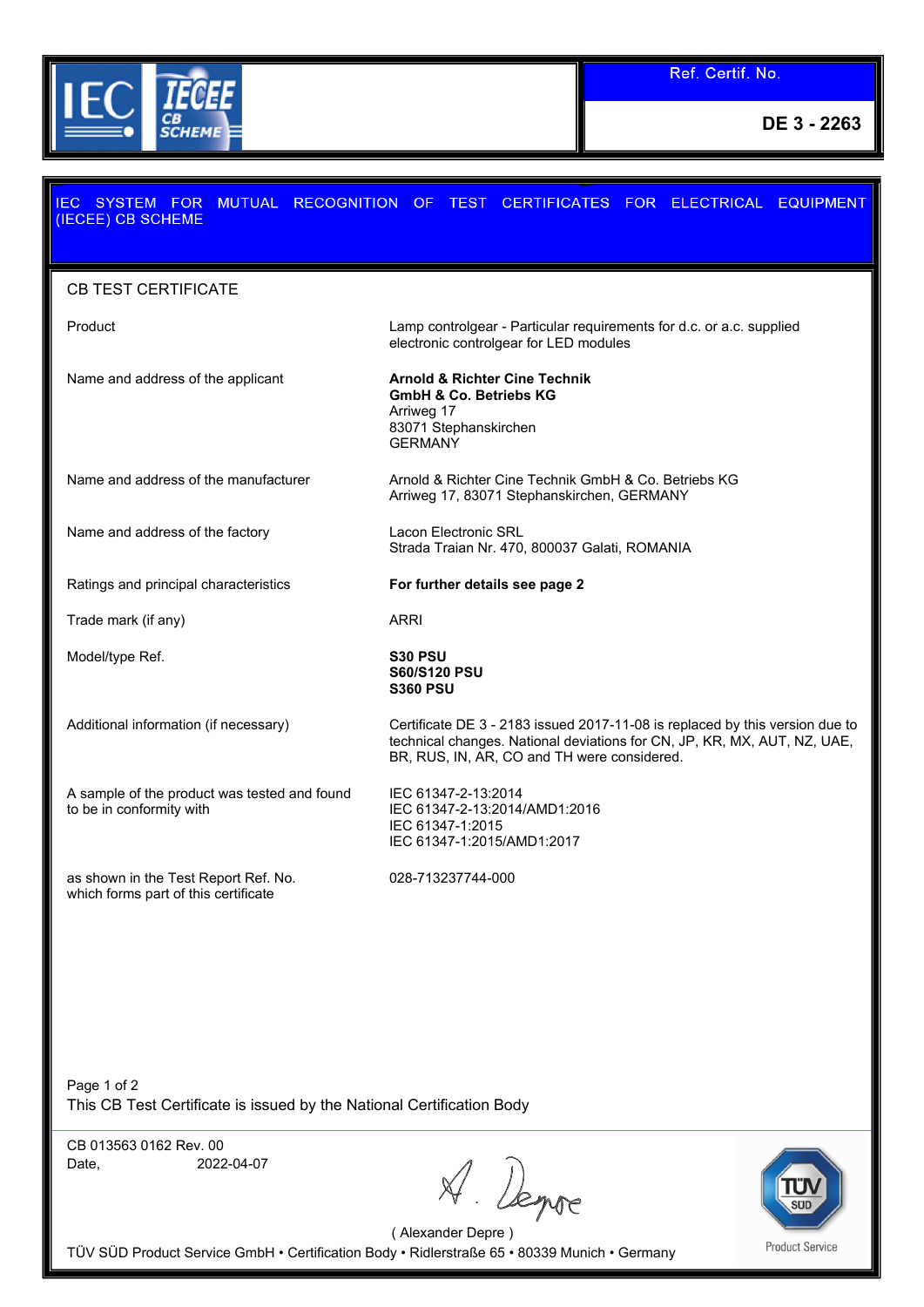IEC IECEE CB SCHEME

Ref. Certif. No.

**DE 3 - 2263**

IEC SYSTEM FOR MUTUAL RECOGNITION OF TEST CERTIFICATES FOR ELECTRICAL EQUIPMENT (IECEE) CB SCHEME

## CB TEST CERTIFICATE

| | |
|---|---|
| Product | Lamp controlgear - Particular requirements for d.c. or a.c. supplied electronic controlgear for LED modules |
| Name and address of the applicant | **Arnold & Richter Cine Technik GmbH & Co. Betriebs KG**<br>Arriweg 17<br>83071 Stephanskirchen<br>GERMANY |
| Name and address of the manufacturer | Arnold & Richter Cine Technik GmbH & Co. Betriebs KG<br>Arriweg 17, 83071 Stephanskirchen, GERMANY |
| Name and address of the factory | Lacon Electronic SRL<br>Strada Traian Nr. 470, 800037 Galati, ROMANIA |
| Ratings and principal characteristics | **For further details see page 2** |
| Trade mark (if any) | ARRI |
| Model/type Ref. | **S30 PSU**<br>**S60/S120 PSU**<br>**S360 PSU** |
| Additional information (if necessary) | Certificate DE 3 - 2183 issued 2017-11-08 is replaced by this version due to technical changes. National deviations for CN, JP, KR, MX, AUT, NZ, UAE, BR, RUS, IN, AR, CO and TH were considered. |
| A sample of the product was tested and found to be in conformity with | IEC 61347-2-13:2014<br>IEC 61347-2-13:2014/AMD1:2016<br>IEC 61347-1:2015<br>IEC 61347-1:2015/AMD1:2017 |
| as shown in the Test Report Ref. No. which forms part of this certificate | 028-713237744-000 |

This CB Test Certificate is issued by the National Certification Body

CB 013563 0162 Rev. 00

Date, 2022-04-07

( Alexander Depre )

TÜV SÜD Product Service GmbH • Certification Body • Ridlerstraße 65 • 80339 Munich • Germany

TÜV SÜD Product Service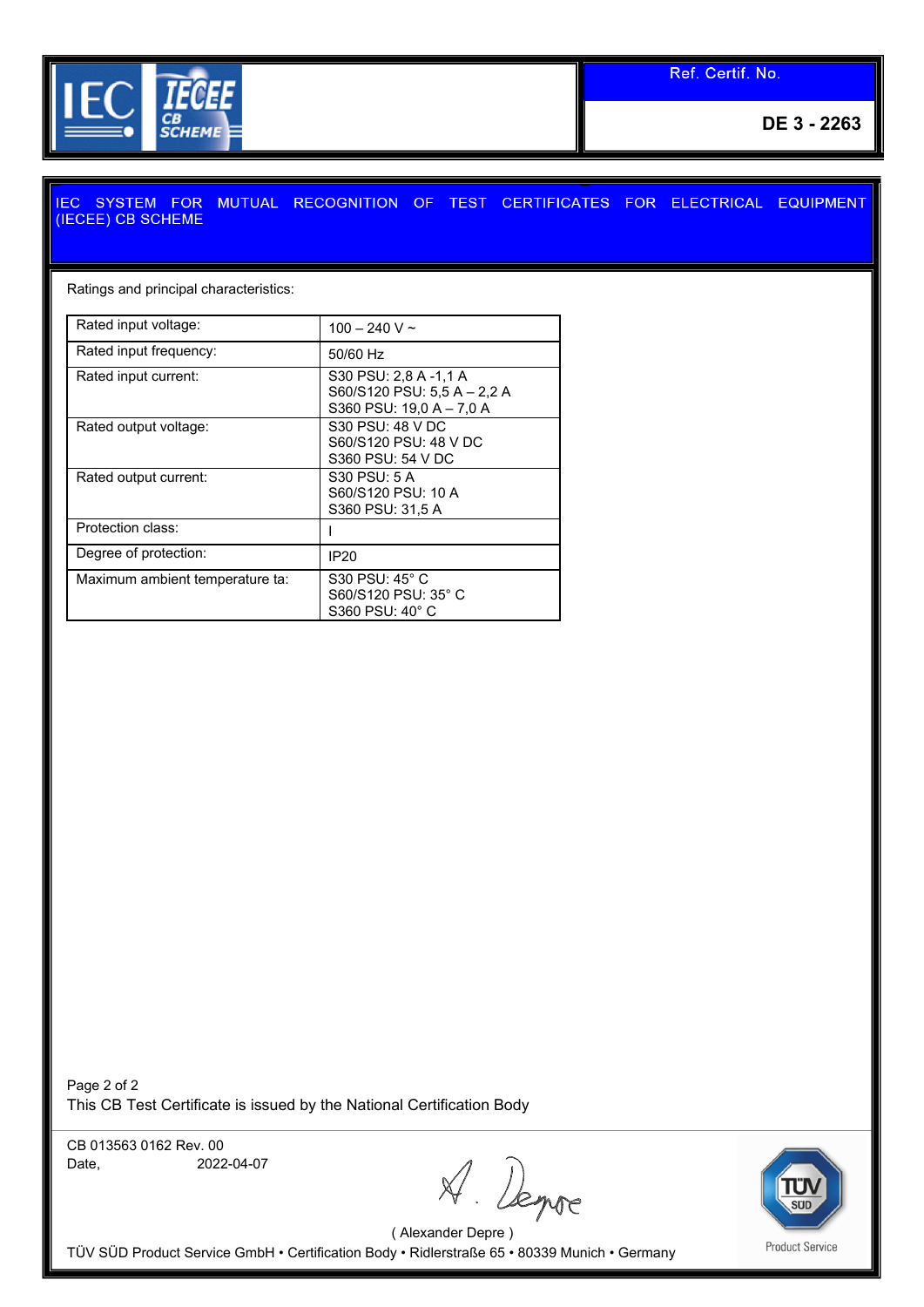Ref. Certif. No.

**DE 3 - 2263**

IEC SYSTEM FOR MUTUAL RECOGNITION OF TEST CERTIFICATES FOR ELECTRICAL EQUIPMENT (IECEE) CB SCHEME

Ratings and principal characteristics:

| | |
|---|---|
| Rated input voltage: | 100 – 240 V ~ |
| Rated input frequency: | 50/60 Hz |
| Rated input current: | S30 PSU: 2,8 A -1,1 A<br>S60/S120 PSU: 5,5 A – 2,2 A<br>S360 PSU: 19,0 A – 7,0 A |
| Rated output voltage: | S30 PSU: 48 V DC<br>S60/S120 PSU: 48 V DC<br>S360 PSU: 54 V DC |
| Rated output current: | S30 PSU: 5 A<br>S60/S120 PSU: 10 A<br>S360 PSU: 31,5 A |
| Protection class: | I |
| Degree of protection: | IP20 |
| Maximum ambient temperature ta: | S30 PSU: 45° C<br>S60/S120 PSU: 35° C<br>S360 PSU: 40° C |

This CB Test Certificate is issued by the National Certification Body

CB 013563 0162 Rev. 00
Date, 2022-04-07

( Alexander Depre )

TÜV SÜD Product Service GmbH • Certification Body • Ridlerstraße 65 • 80339 Munich • Germany

Product Service